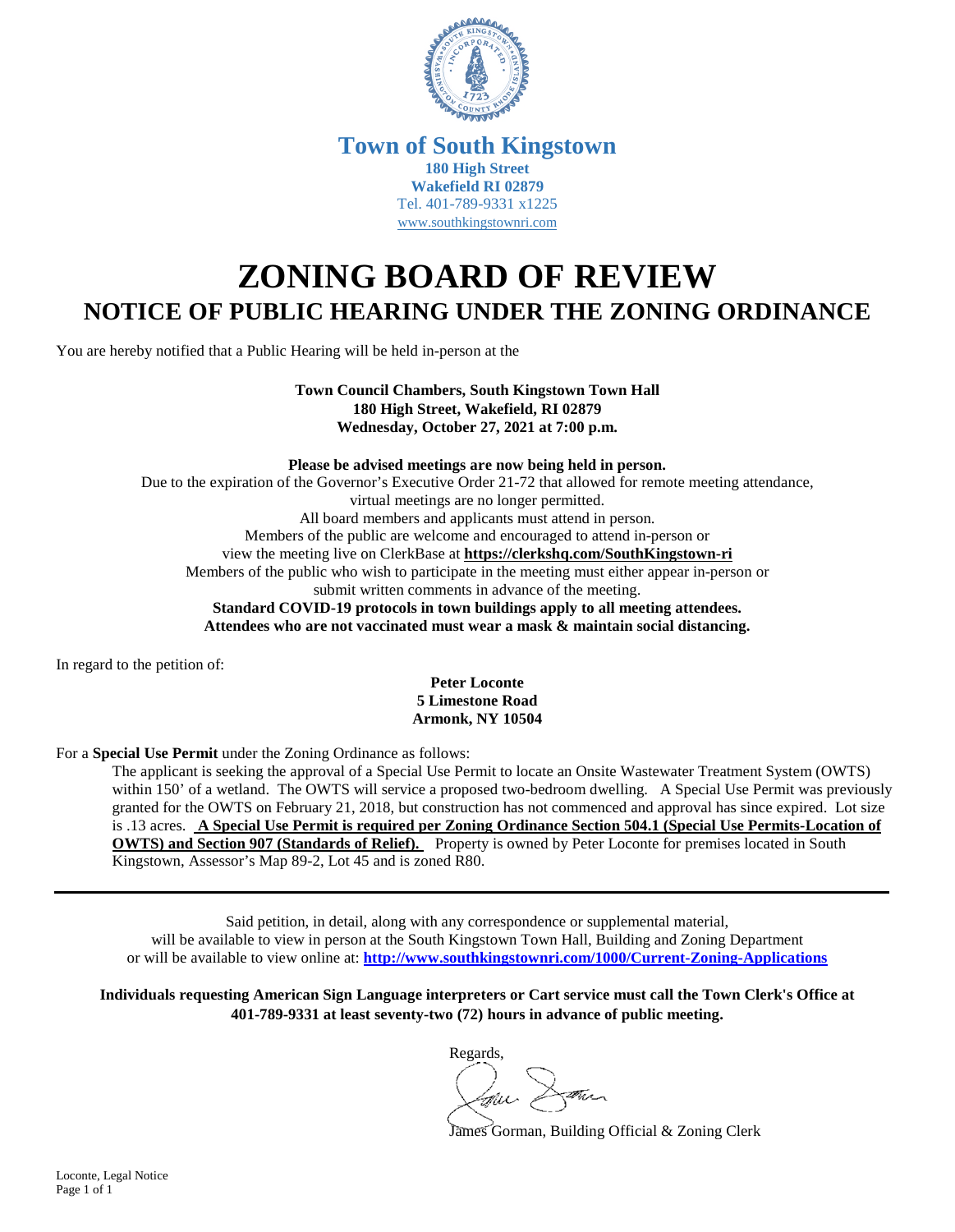**Town of South Kingstown**
**180 High Street**
**Wakefield RI 02879**
Tel. 401-789-9331 x1225
www.southkingstownri.com

# ZONING BOARD OF REVIEW

## NOTICE OF PUBLIC HEARING UNDER THE ZONING ORDINANCE

You are hereby notified that a Public Hearing will be held in-person at the

**Town Council Chambers, South Kingstown Town Hall**
**180 High Street, Wakefield, RI 02879**
**Wednesday, October 27, 2021 at 7:00 p.m.**

**Please be advised meetings are now being held in person.**
Due to the expiration of the Governor's Executive Order 21-72 that allowed for remote meeting attendance, virtual meetings are no longer permitted.
All board members and applicants must attend in person.
Members of the public are welcome and encouraged to attend in-person or view the meeting live on ClerkBase at **https://clerkshq.com/SouthKingstown-ri**
Members of the public who wish to participate in the meeting must either appear in-person or submit written comments in advance of the meeting.
**Standard COVID-19 protocols in town buildings apply to all meeting attendees.**
**Attendees who are not vaccinated must wear a mask & maintain social distancing.**

In regard to the petition of:

**Peter Loconte**
**5 Limestone Road**
**Armonk, NY 10504**

For a **Special Use Permit** under the Zoning Ordinance as follows:

The applicant is seeking the approval of a Special Use Permit to locate an Onsite Wastewater Treatment System (OWTS) within 150' of a wetland. The OWTS will service a proposed two-bedroom dwelling. A Special Use Permit was previously granted for the OWTS on February 21, 2018, but construction has not commenced and approval has since expired. Lot size is .13 acres. **A Special Use Permit is required per Zoning Ordinance Section 504.1 (Special Use Permits-Location of OWTS) and Section 907 (Standards of Relief).** Property is owned by Peter Loconte for premises located in South Kingstown, Assessor's Map 89-2, Lot 45 and is zoned R80.

---

Said petition, in detail, along with any correspondence or supplemental material, will be available to view in person at the South Kingstown Town Hall, Building and Zoning Department or will be available to view online at: **http://www.southkingstownri.com/1000/Current-Zoning-Applications**

**Individuals requesting American Sign Language interpreters or Cart service must call the Town Clerk's Office at 401-789-9331 at least seventy-two (72) hours in advance of public meeting.**

Regards,

James Gorman, Building Official & Zoning Clerk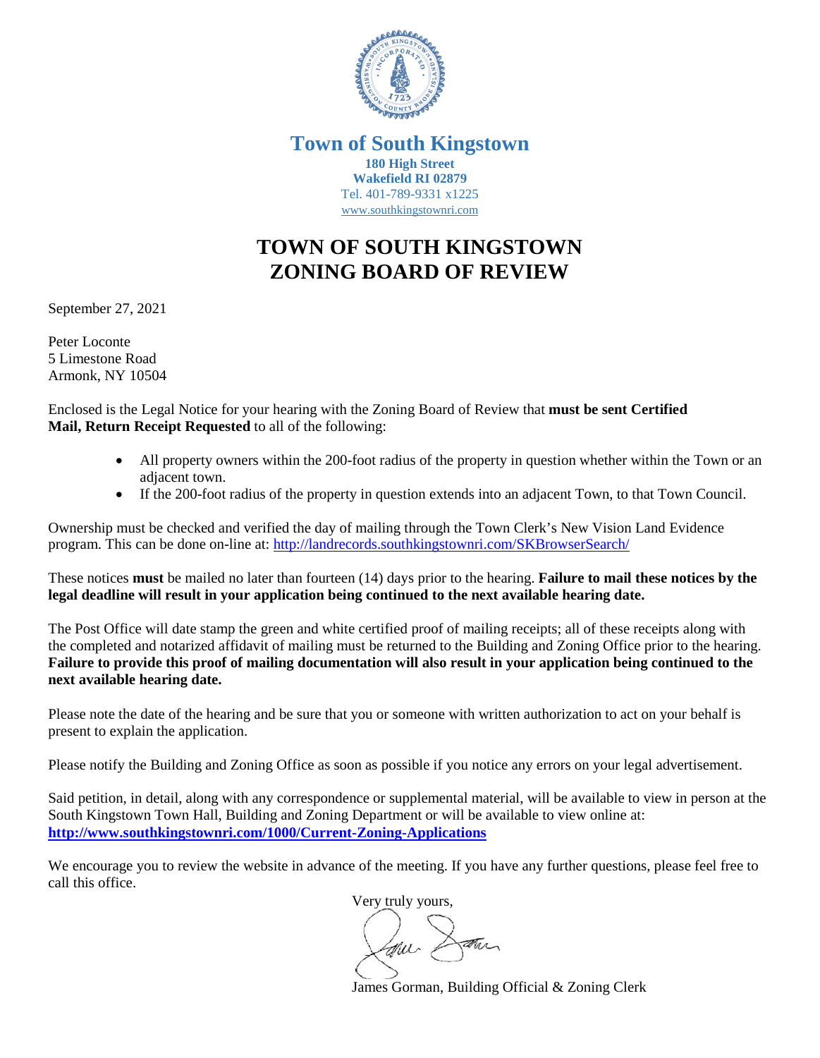# Town of South Kingstown

**180 High Street**
**Wakefield RI 02879**
Tel. 401-789-9331 x1225
www.southkingstownri.com

# TOWN OF SOUTH KINGSTOWN
# ZONING BOARD OF REVIEW

September 27, 2021

Peter Loconte
5 Limestone Road
Armonk, NY 10504

Enclosed is the Legal Notice for your hearing with the Zoning Board of Review that **must be sent Certified Mail, Return Receipt Requested** to all of the following:

- All property owners within the 200-foot radius of the property in question whether within the Town or an adjacent town.
- If the 200-foot radius of the property in question extends into an adjacent Town, to that Town Council.

Ownership must be checked and verified the day of mailing through the Town Clerk's New Vision Land Evidence program. This can be done on-line at: http://landrecords.southkingstownri.com/SKBrowserSearch/

These notices **must** be mailed no later than fourteen (14) days prior to the hearing. **Failure to mail these notices by the legal deadline will result in your application being continued to the next available hearing date.**

The Post Office will date stamp the green and white certified proof of mailing receipts; all of these receipts along with the completed and notarized affidavit of mailing must be returned to the Building and Zoning Office prior to the hearing. **Failure to provide this proof of mailing documentation will also result in your application being continued to the next available hearing date.**

Please note the date of the hearing and be sure that you or someone with written authorization to act on your behalf is present to explain the application.

Please notify the Building and Zoning Office as soon as possible if you notice any errors on your legal advertisement.

Said petition, in detail, along with any correspondence or supplemental material, will be available to view in person at the South Kingstown Town Hall, Building and Zoning Department or will be available to view online at: **http://www.southkingstownri.com/1000/Current-Zoning-Applications**

We encourage you to review the website in advance of the meeting. If you have any further questions, please feel free to call this office.

Very truly yours,

James Gorman, Building Official & Zoning Clerk